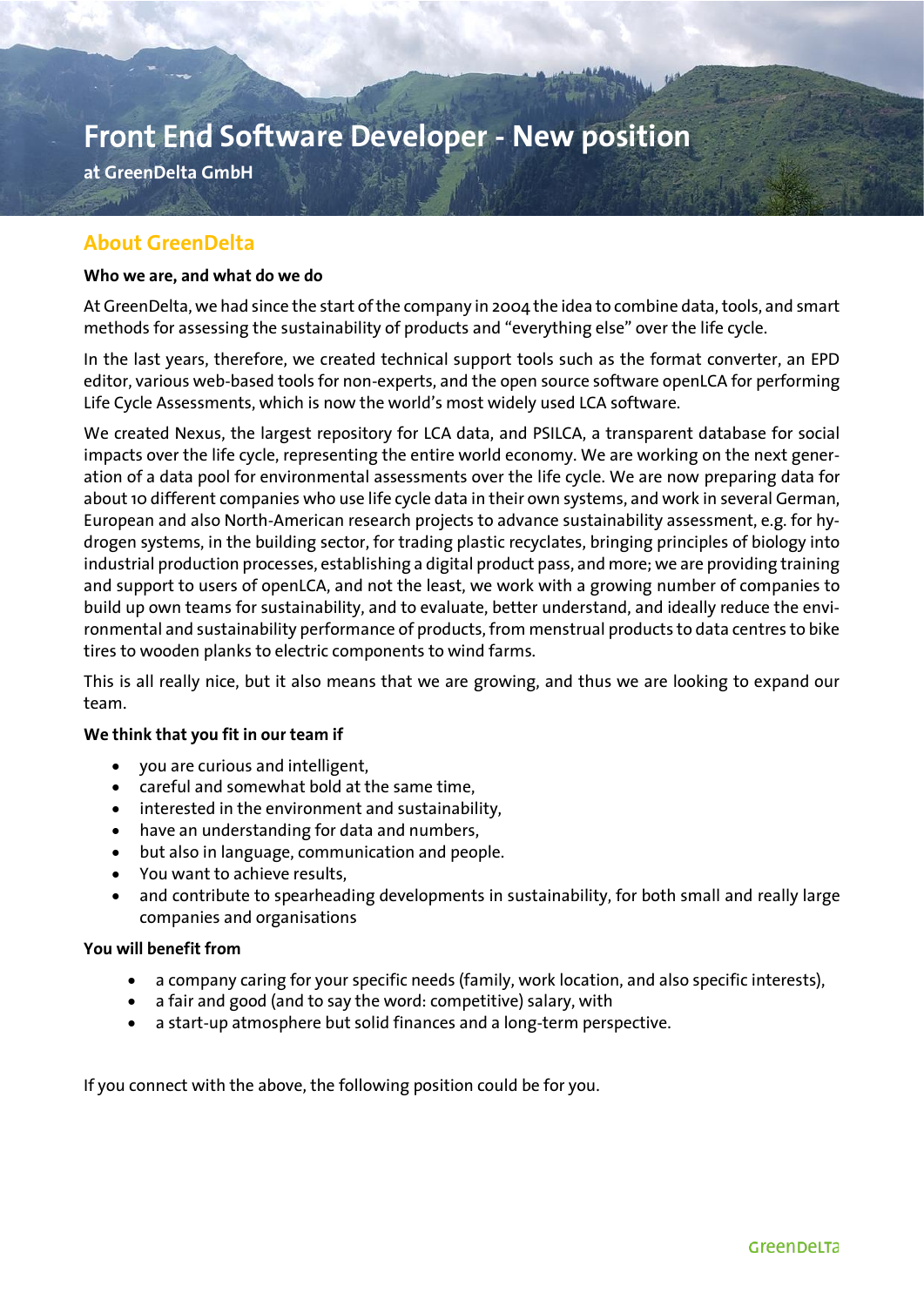# Front End Software Developer - New position

**at GreenDelta GmbH**

## About GreenDelta

**Who we are, and what do we do**

At GreenDelta, we had since the start of the company in 2004 the idea to combine data, tools, and smart methods for assessing the sustainability of products and "everything else" over the life cycle.

In the last years, therefore, we created technical support tools such as the format converter, an EPD editor, various web-based tools for non-experts, and the open source software openLCA for performing Life Cycle Assessments, which is now the world's most widely used LCA software.

We created Nexus, the largest repository for LCA data, and PSILCA, a transparent database for social impacts over the life cycle, representing the entire world economy. We are working on the next generation of a data pool for environmental assessments over the life cycle. We are now preparing data for about 10 different companies who use life cycle data in their own systems, and work in several German, European and also North-American research projects to advance sustainability assessment, e.g. for hydrogen systems, in the building sector, for trading plastic recyclates, bringing principles of biology into industrial production processes, establishing a digital product pass, and more; we are providing training and support to users of openLCA, and not the least, we work with a growing number of companies to build up own teams for sustainability, and to evaluate, better understand, and ideally reduce the environmental and sustainability performance of products, from menstrual products to data centres to bike tires to wooden planks to electric components to wind farms.

This is all really nice, but it also means that we are growing, and thus we are looking to expand our team.

**We think that you fit in our team if**

- you are curious and intelligent,
- careful and somewhat bold at the same time,
- interested in the environment and sustainability,
- have an understanding for data and numbers,
- but also in language, communication and people.
- You want to achieve results,
- and contribute to spearheading developments in sustainability, for both small and really large companies and organisations

**You will benefit from**

- a company caring for your specific needs (family, work location, and also specific interests),
- a fair and good (and to say the word: competitive) salary, with
- a start-up atmosphere but solid finances and a long-term perspective.

If you connect with the above, the following position could be for you.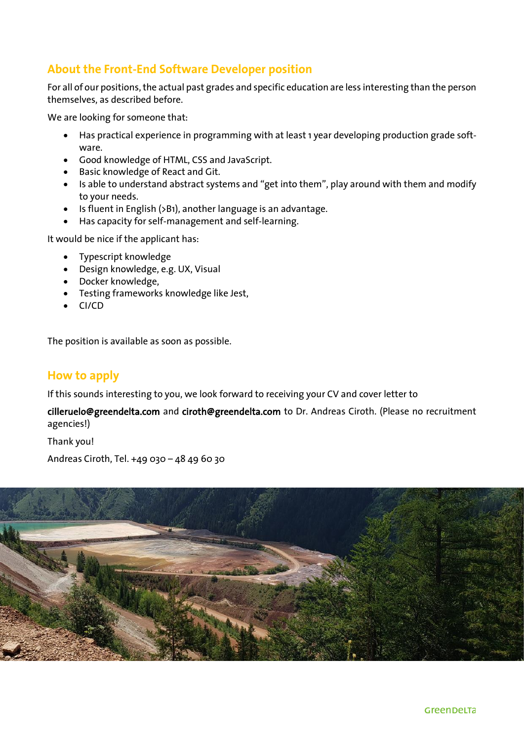## About the Front-End Software Developer position

For all of our positions, the actual past grades and specific education are less interesting than the person themselves, as described before.

We are looking for someone that:

- Has practical experience in programming with at least 1 year developing production grade software.
- Good knowledge of HTML, CSS and JavaScript.
- Basic knowledge of React and Git.
- Is able to understand abstract systems and “get into them”, play around with them and modify to your needs.
- Is fluent in English (>B1), another language is an advantage.
- Has capacity for self-management and self-learning.

It would be nice if the applicant has:

- Typescript knowledge
- Design knowledge, e.g. UX, Visual
- Docker knowledge,
- Testing frameworks knowledge like Jest,
- CI/CD

The position is available as soon as possible.

## How to apply

If this sounds interesting to you, we look forward to receiving your CV and cover letter to

cilleruelo@greendelta.com and ciroth@greendelta.com to Dr. Andreas Ciroth. (Please no recruitment agencies!)

Thank you!

Andreas Ciroth, Tel. +49 030 – 48 49 60 30